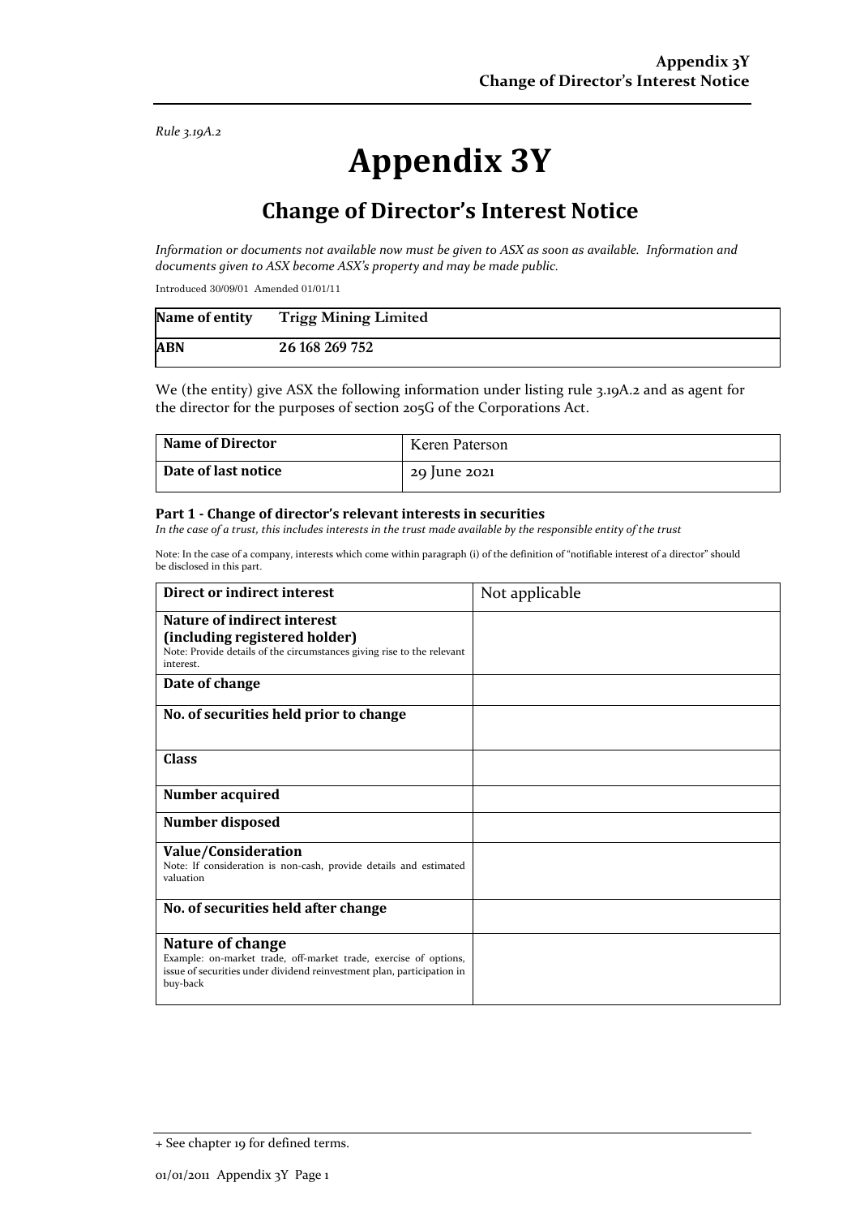*Rule 3.19A.2*

# Appendix 3Y

## Change of Director's Interest Notice

*Information or documents not available now must be given to ASX as soon as available. Information and documents given to ASX become ASX's property and may be made public.*

Introduced 30/09/01 Amended 01/01/11

| **Name of entity** | **Trigg Mining Limited** |
|---|---|
| **ABN** | **26 168 269 752** |

We (the entity) give ASX the following information under listing rule 3.19A.2 and as agent for the director for the purposes of section 205G of the Corporations Act.

| **Name of Director** | Keren Paterson |
|---|---|
| **Date of last notice** | 29 June 2021 |

**Part 1 - Change of director's relevant interests in securities**

*In the case of a trust, this includes interests in the trust made available by the responsible entity of the trust*

Note: In the case of a company, interests which come within paragraph (i) of the definition of "notifiable interest of a director" should be disclosed in this part.

| **Direct or indirect interest** | Not applicable |
|---|---|
| **Nature of indirect interest (including registered holder)** Note: Provide details of the circumstances giving rise to the relevant interest. | |
| **Date of change** | |
| **No. of securities held prior to change** | |
| **Class** | |
| **Number acquired** | |
| **Number disposed** | |
| **Value/Consideration** Note: If consideration is non-cash, provide details and estimated valuation | |
| **No. of securities held after change** | |
| **Nature of change** Example: on-market trade, off-market trade, exercise of options, issue of securities under dividend reinvestment plan, participation in buy-back | |

+ See chapter 19 for defined terms.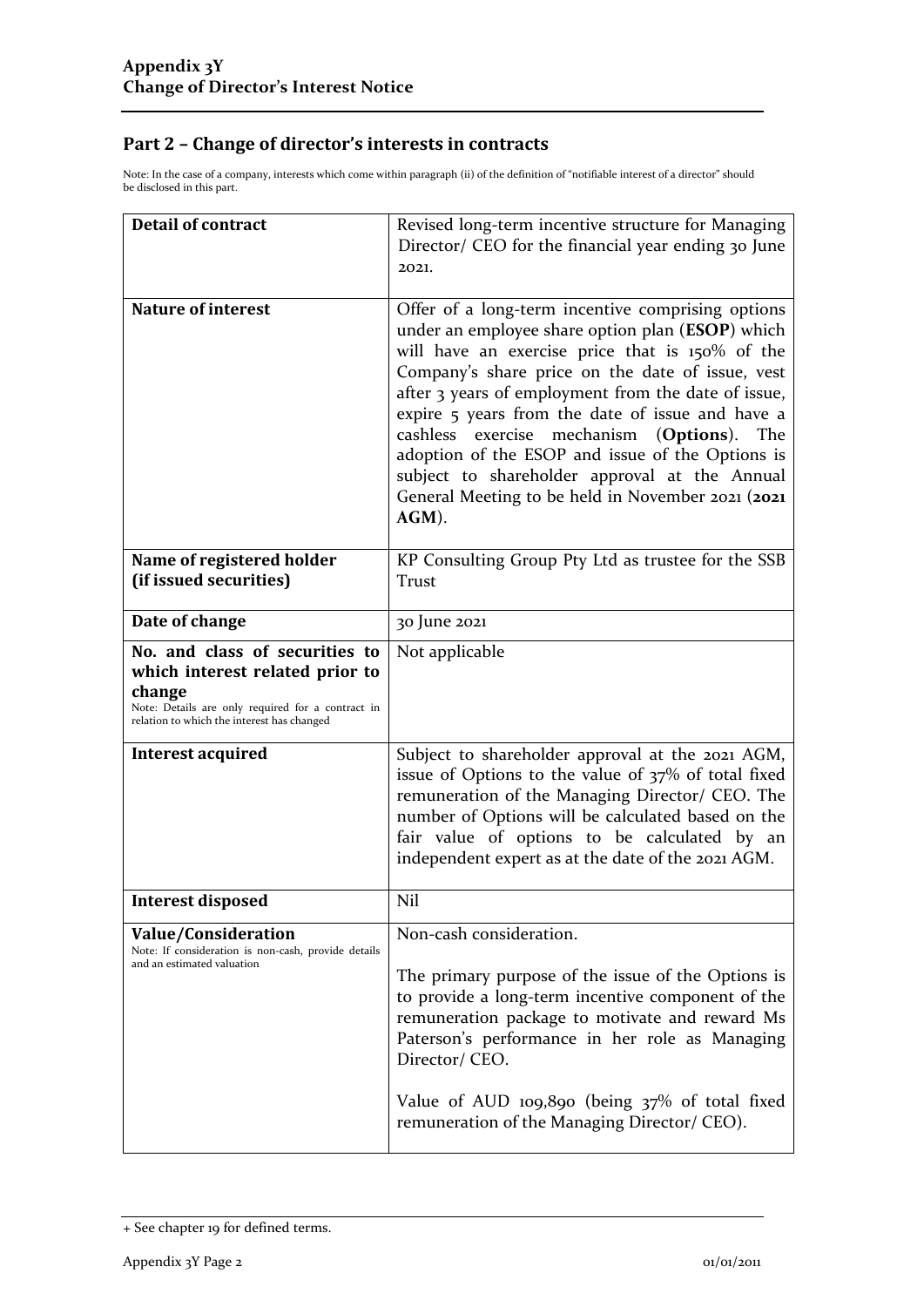## Part 2 – Change of director's interests in contracts

Note: In the case of a company, interests which come within paragraph (ii) of the definition of "notifiable interest of a director" should be disclosed in this part.

| | |
|---|---|
| **Detail of contract** | Revised long-term incentive structure for Managing Director/ CEO for the financial year ending 30 June 2021. |
| **Nature of interest** | Offer of a long-term incentive comprising options under an employee share option plan (**ESOP**) which will have an exercise price that is 150% of the Company's share price on the date of issue, vest after 3 years of employment from the date of issue, expire 5 years from the date of issue and have a cashless exercise mechanism (**Options**). The adoption of the ESOP and issue of the Options is subject to shareholder approval at the Annual General Meeting to be held in November 2021 (**2021 AGM**). |
| **Name of registered holder (if issued securities)** | KP Consulting Group Pty Ltd as trustee for the SSB Trust |
| **Date of change** | 30 June 2021 |
| **No. and class of securities to which interest related prior to change**<br>Note: Details are only required for a contract in relation to which the interest has changed | Not applicable |
| **Interest acquired** | Subject to shareholder approval at the 2021 AGM, issue of Options to the value of 37% of total fixed remuneration of the Managing Director/ CEO. The number of Options will be calculated based on the fair value of options to be calculated by an independent expert as at the date of the 2021 AGM. |
| **Interest disposed** | Nil |
| **Value/Consideration**<br>Note: If consideration is non-cash, provide details and an estimated valuation | Non-cash consideration.<br><br>The primary purpose of the issue of the Options is to provide a long-term incentive component of the remuneration package to motivate and reward Ms Paterson's performance in her role as Managing Director/ CEO.<br><br>Value of AUD 109,890 (being 37% of total fixed remuneration of the Managing Director/ CEO). |

+ See chapter 19 for defined terms.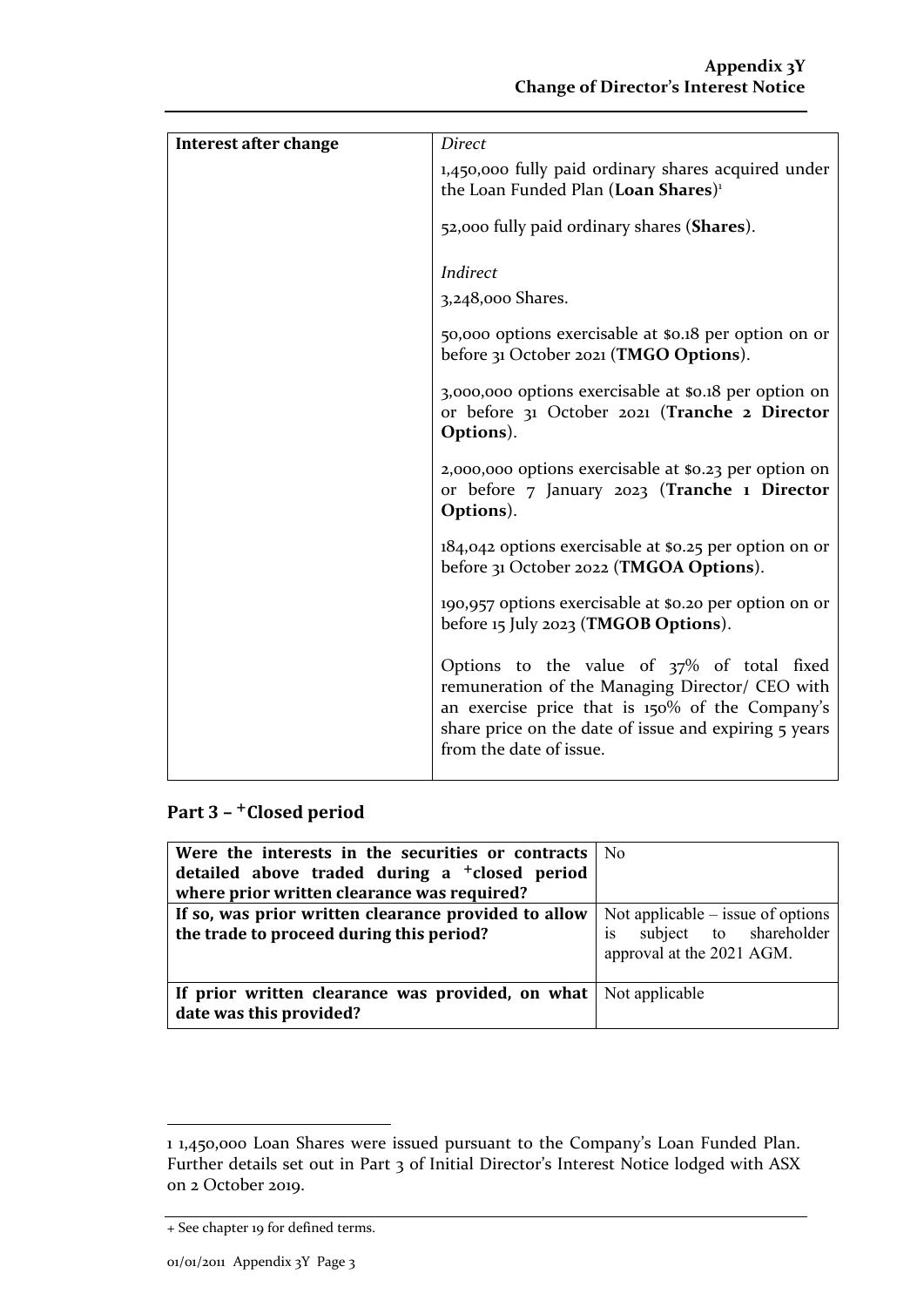| | |
|---|---|
| **Interest after change** | *Direct*<br>1,450,000 fully paid ordinary shares acquired under the Loan Funded Plan (**Loan Shares**)[1]<br>52,000 fully paid ordinary shares (**Shares**).<br><br>*Indirect*<br>3,248,000 Shares.<br>50,000 options exercisable at $0.18 per option on or before 31 October 2021 (**TMGO Options**).<br>3,000,000 options exercisable at $0.18 per option on or before 31 October 2021 (**Tranche 2 Director Options**).<br>2,000,000 options exercisable at $0.23 per option on or before 7 January 2023 (**Tranche 1 Director Options**).<br>184,042 options exercisable at $0.25 per option on or before 31 October 2022 (**TMGOA Options**).<br>190,957 options exercisable at $0.20 per option on or before 15 July 2023 (**TMGOB Options**).<br>Options to the value of 37% of total fixed remuneration of the Managing Director/ CEO with an exercise price that is 150% of the Company's share price on the date of issue and expiring 5 years from the date of issue. |

## Part 3 – +Closed period

| | |
|---|---|
| **Were the interests in the securities or contracts detailed above traded during a +closed period where prior written clearance was required?** | No |
| **If so, was prior written clearance provided to allow the trade to proceed during this period?** | Not applicable – issue of options is subject to shareholder approval at the 2021 AGM. |
| **If prior written clearance was provided, on what date was this provided?** | Not applicable |

1 1,450,000 Loan Shares were issued pursuant to the Company's Loan Funded Plan. Further details set out in Part 3 of Initial Director's Interest Notice lodged with ASX on 2 October 2019.

+ See chapter 19 for defined terms.